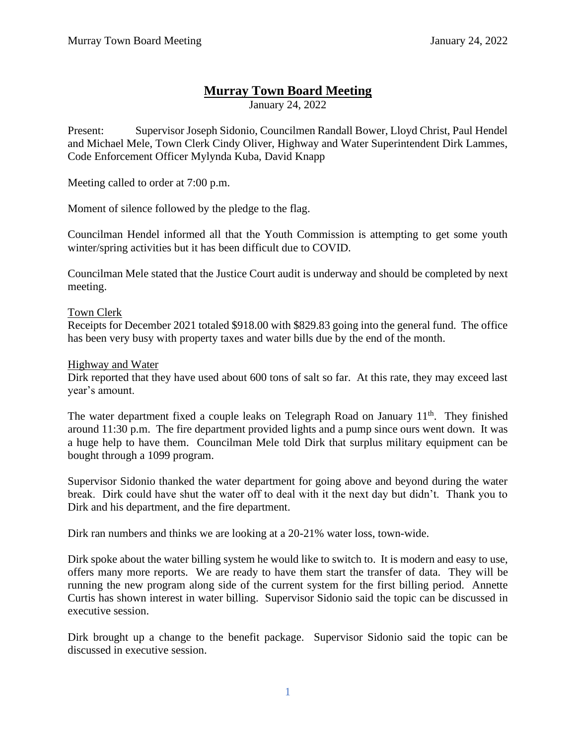# Murray Town Board Meeting

January 24, 2022

Present: Supervisor Joseph Sidonio, Councilmen Randall Bower, Lloyd Christ, Paul Hendel and Michael Mele, Town Clerk Cindy Oliver, Highway and Water Superintendent Dirk Lammes, Code Enforcement Officer Mylynda Kuba, David Knapp

Meeting called to order at 7:00 p.m.

Moment of silence followed by the pledge to the flag.

Councilman Hendel informed all that the Youth Commission is attempting to get some youth winter/spring activities but it has been difficult due to COVID.

Councilman Mele stated that the Justice Court audit is underway and should be completed by next meeting.

Town Clerk

Receipts for December 2021 totaled $918.00 with $829.83 going into the general fund. The office has been very busy with property taxes and water bills due by the end of the month.

Highway and Water

Dirk reported that they have used about 600 tons of salt so far. At this rate, they may exceed last year's amount.

The water department fixed a couple leaks on Telegraph Road on January 11th. They finished around 11:30 p.m. The fire department provided lights and a pump since ours went down. It was a huge help to have them. Councilman Mele told Dirk that surplus military equipment can be bought through a 1099 program.

Supervisor Sidonio thanked the water department for going above and beyond during the water break. Dirk could have shut the water off to deal with it the next day but didn't. Thank you to Dirk and his department, and the fire department.

Dirk ran numbers and thinks we are looking at a 20-21% water loss, town-wide.

Dirk spoke about the water billing system he would like to switch to. It is modern and easy to use, offers many more reports. We are ready to have them start the transfer of data. They will be running the new program along side of the current system for the first billing period. Annette Curtis has shown interest in water billing. Supervisor Sidonio said the topic can be discussed in executive session.

Dirk brought up a change to the benefit package. Supervisor Sidonio said the topic can be discussed in executive session.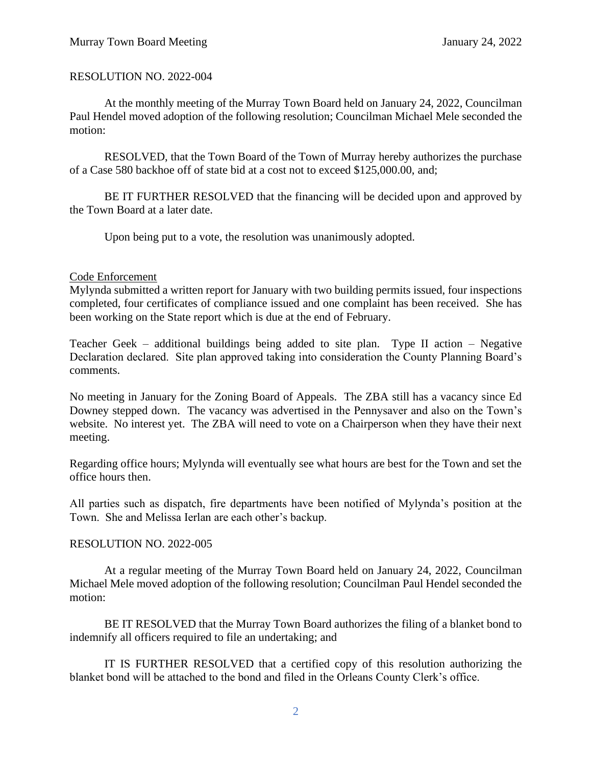RESOLUTION NO. 2022-004

At the monthly meeting of the Murray Town Board held on January 24, 2022, Councilman Paul Hendel moved adoption of the following resolution; Councilman Michael Mele seconded the motion:

RESOLVED, that the Town Board of the Town of Murray hereby authorizes the purchase of a Case 580 backhoe off of state bid at a cost not to exceed $125,000.00, and;

BE IT FURTHER RESOLVED that the financing will be decided upon and approved by the Town Board at a later date.

Upon being put to a vote, the resolution was unanimously adopted.

<u>Code Enforcement</u>

Mylynda submitted a written report for January with two building permits issued, four inspections completed, four certificates of compliance issued and one complaint has been received. She has been working on the State report which is due at the end of February.

Teacher Geek – additional buildings being added to site plan. Type II action – Negative Declaration declared. Site plan approved taking into consideration the County Planning Board's comments.

No meeting in January for the Zoning Board of Appeals. The ZBA still has a vacancy since Ed Downey stepped down. The vacancy was advertised in the Pennysaver and also on the Town's website. No interest yet. The ZBA will need to vote on a Chairperson when they have their next meeting.

Regarding office hours; Mylynda will eventually see what hours are best for the Town and set the office hours then.

All parties such as dispatch, fire departments have been notified of Mylynda's position at the Town. She and Melissa Ierlan are each other's backup.

RESOLUTION NO. 2022-005

At a regular meeting of the Murray Town Board held on January 24, 2022, Councilman Michael Mele moved adoption of the following resolution; Councilman Paul Hendel seconded the motion:

BE IT RESOLVED that the Murray Town Board authorizes the filing of a blanket bond to indemnify all officers required to file an undertaking; and

IT IS FURTHER RESOLVED that a certified copy of this resolution authorizing the blanket bond will be attached to the bond and filed in the Orleans County Clerk's office.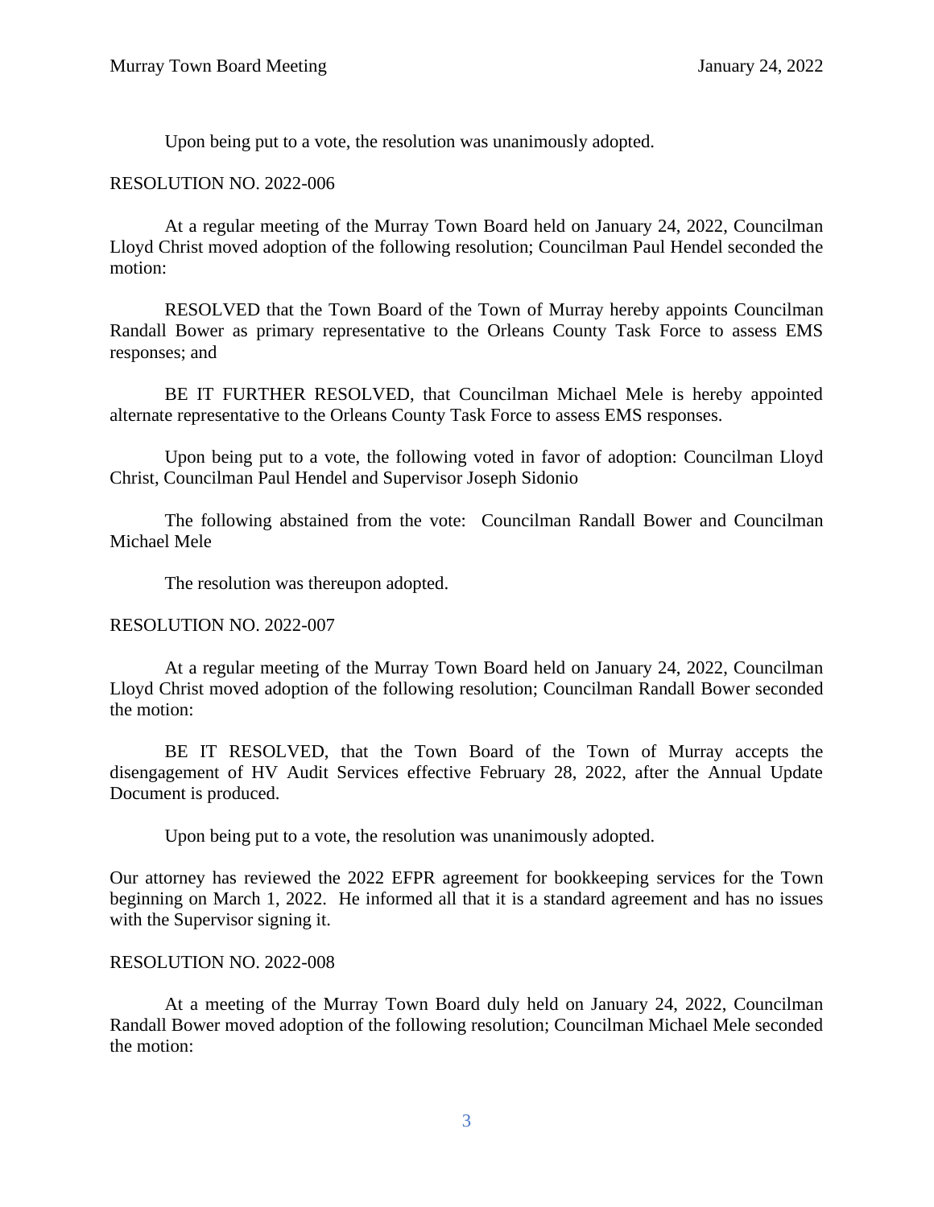Upon being put to a vote, the resolution was unanimously adopted.

RESOLUTION NO. 2022-006

At a regular meeting of the Murray Town Board held on January 24, 2022, Councilman Lloyd Christ moved adoption of the following resolution; Councilman Paul Hendel seconded the motion:

RESOLVED that the Town Board of the Town of Murray hereby appoints Councilman Randall Bower as primary representative to the Orleans County Task Force to assess EMS responses; and

BE IT FURTHER RESOLVED, that Councilman Michael Mele is hereby appointed alternate representative to the Orleans County Task Force to assess EMS responses.

Upon being put to a vote, the following voted in favor of adoption: Councilman Lloyd Christ, Councilman Paul Hendel and Supervisor Joseph Sidonio

The following abstained from the vote: Councilman Randall Bower and Councilman Michael Mele

The resolution was thereupon adopted.

RESOLUTION NO. 2022-007

At a regular meeting of the Murray Town Board held on January 24, 2022, Councilman Lloyd Christ moved adoption of the following resolution; Councilman Randall Bower seconded the motion:

BE IT RESOLVED, that the Town Board of the Town of Murray accepts the disengagement of HV Audit Services effective February 28, 2022, after the Annual Update Document is produced.

Upon being put to a vote, the resolution was unanimously adopted.

Our attorney has reviewed the 2022 EFPR agreement for bookkeeping services for the Town beginning on March 1, 2022. He informed all that it is a standard agreement and has no issues with the Supervisor signing it.

RESOLUTION NO. 2022-008

At a meeting of the Murray Town Board duly held on January 24, 2022, Councilman Randall Bower moved adoption of the following resolution; Councilman Michael Mele seconded the motion: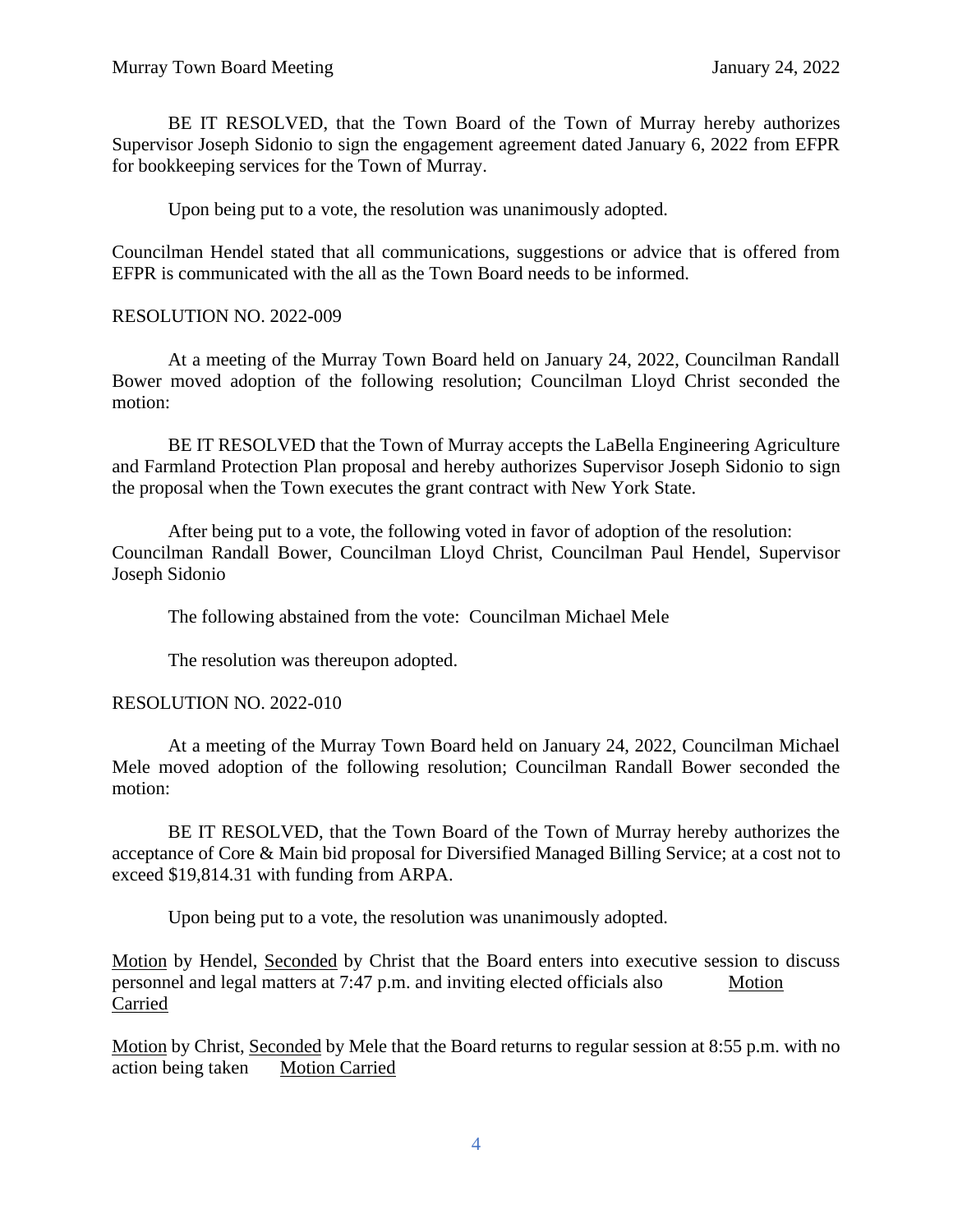BE IT RESOLVED, that the Town Board of the Town of Murray hereby authorizes Supervisor Joseph Sidonio to sign the engagement agreement dated January 6, 2022 from EFPR for bookkeeping services for the Town of Murray.

Upon being put to a vote, the resolution was unanimously adopted.

Councilman Hendel stated that all communications, suggestions or advice that is offered from EFPR is communicated with the all as the Town Board needs to be informed.

RESOLUTION NO. 2022-009

At a meeting of the Murray Town Board held on January 24, 2022, Councilman Randall Bower moved adoption of the following resolution; Councilman Lloyd Christ seconded the motion:

BE IT RESOLVED that the Town of Murray accepts the LaBella Engineering Agriculture and Farmland Protection Plan proposal and hereby authorizes Supervisor Joseph Sidonio to sign the proposal when the Town executes the grant contract with New York State.

After being put to a vote, the following voted in favor of adoption of the resolution: Councilman Randall Bower, Councilman Lloyd Christ, Councilman Paul Hendel, Supervisor Joseph Sidonio

The following abstained from the vote: Councilman Michael Mele

The resolution was thereupon adopted.

RESOLUTION NO. 2022-010

At a meeting of the Murray Town Board held on January 24, 2022, Councilman Michael Mele moved adoption of the following resolution; Councilman Randall Bower seconded the motion:

BE IT RESOLVED, that the Town Board of the Town of Murray hereby authorizes the acceptance of Core & Main bid proposal for Diversified Managed Billing Service; at a cost not to exceed $19,814.31 with funding from ARPA.

Upon being put to a vote, the resolution was unanimously adopted.

Motion by Hendel, Seconded by Christ that the Board enters into executive session to discuss personnel and legal matters at 7:47 p.m. and inviting elected officials also Motion Carried

Motion by Christ, Seconded by Mele that the Board returns to regular session at 8:55 p.m. with no action being taken Motion Carried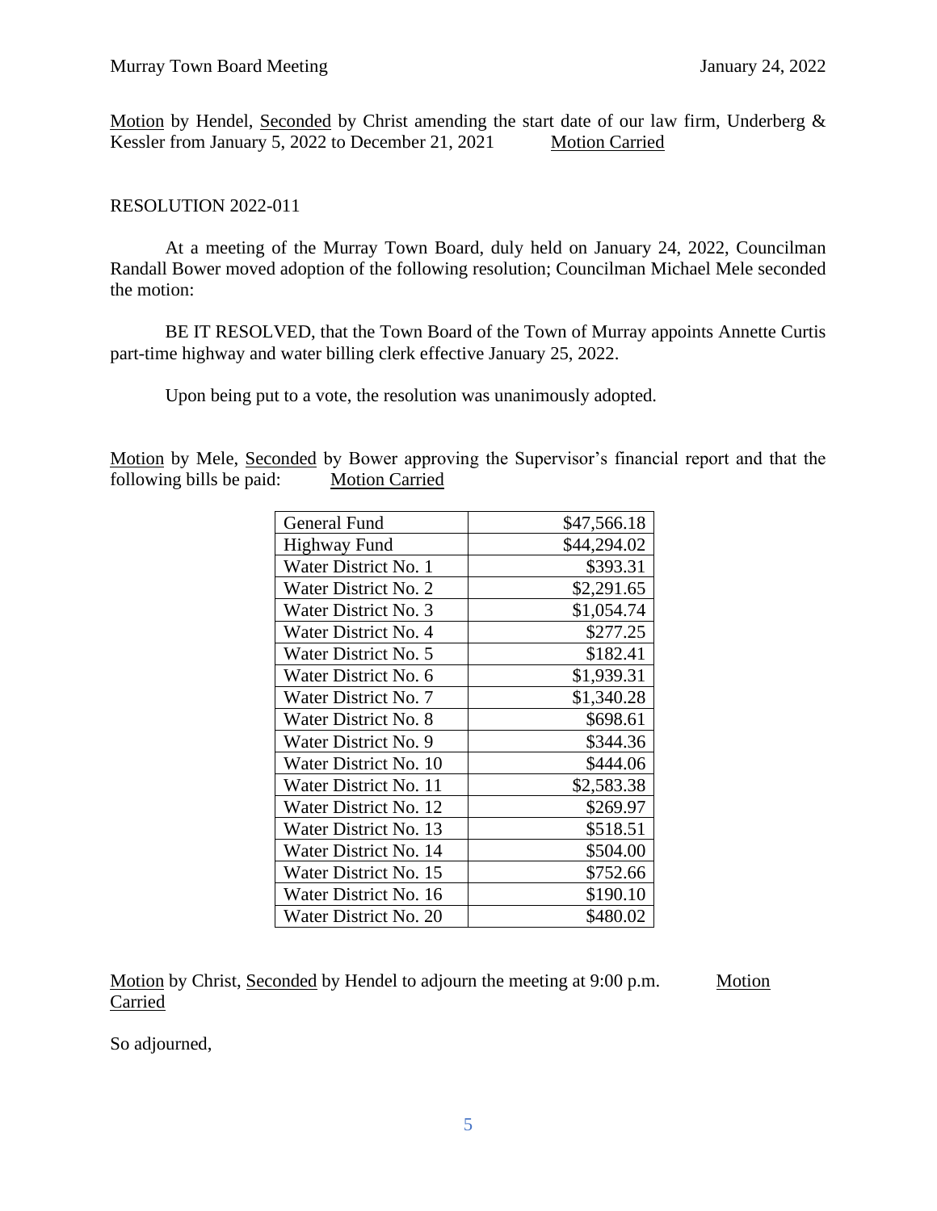Motion by Hendel, Seconded by Christ amending the start date of our law firm, Underberg & Kessler from January 5, 2022 to December 21, 2021 Motion Carried

RESOLUTION 2022-011

At a meeting of the Murray Town Board, duly held on January 24, 2022, Councilman Randall Bower moved adoption of the following resolution; Councilman Michael Mele seconded the motion:

BE IT RESOLVED, that the Town Board of the Town of Murray appoints Annette Curtis part-time highway and water billing clerk effective January 25, 2022.

Upon being put to a vote, the resolution was unanimously adopted.

Motion by Mele, Seconded by Bower approving the Supervisor's financial report and that the following bills be paid: Motion Carried

| | |
|---|---:|
| General Fund | $47,566.18 |
| Highway Fund | $44,294.02 |
| Water District No. 1 | $393.31 |
| Water District No. 2 | $2,291.65 |
| Water District No. 3 | $1,054.74 |
| Water District No. 4 | $277.25 |
| Water District No. 5 | $182.41 |
| Water District No. 6 | $1,939.31 |
| Water District No. 7 | $1,340.28 |
| Water District No. 8 | $698.61 |
| Water District No. 9 | $344.36 |
| Water District No. 10 | $444.06 |
| Water District No. 11 | $2,583.38 |
| Water District No. 12 | $269.97 |
| Water District No. 13 | $518.51 |
| Water District No. 14 | $504.00 |
| Water District No. 15 | $752.66 |
| Water District No. 16 | $190.10 |
| Water District No. 20 | $480.02 |

Motion by Christ, Seconded by Hendel to adjourn the meeting at 9:00 p.m. Motion Carried

So adjourned,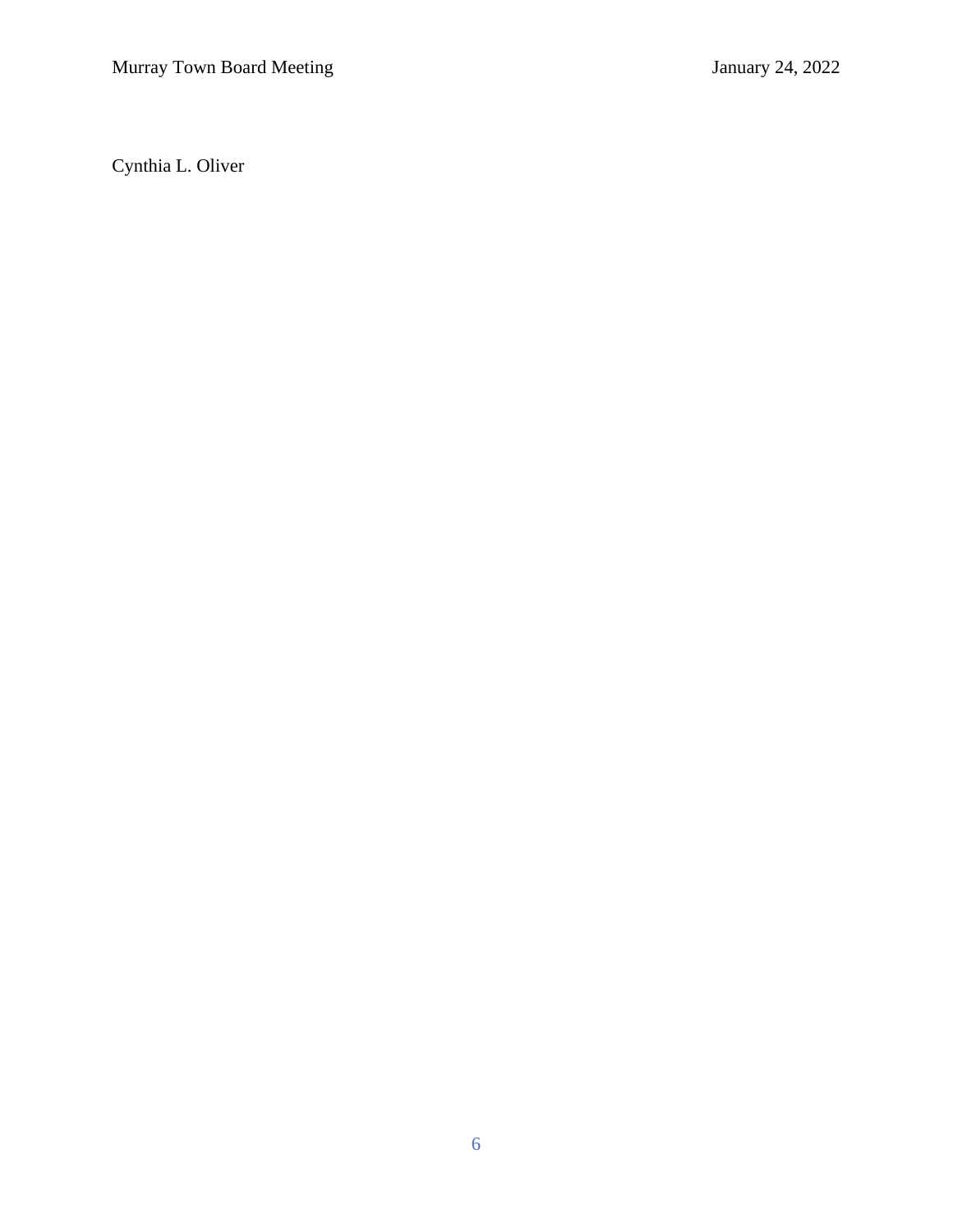Cynthia L. Oliver